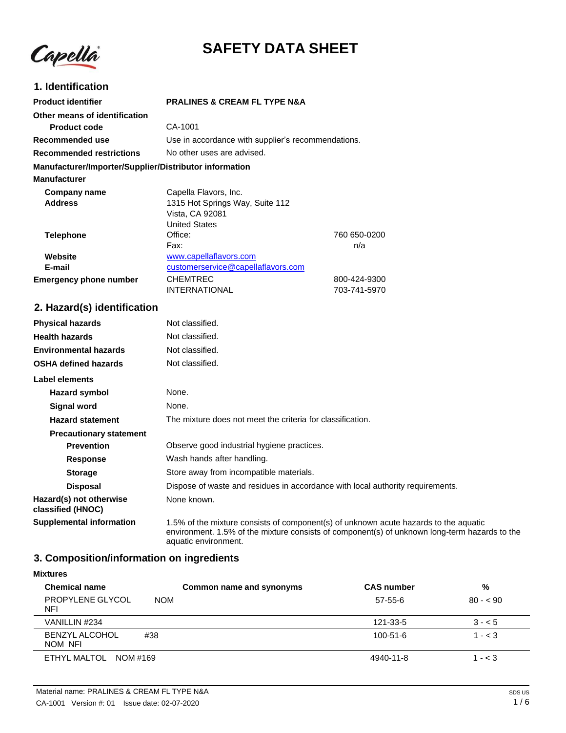# SAFETY DATA SHEET

## 1. Identification

| | | |
|---|---|---|
| **Product identifier** | **PRALINES & CREAM FL TYPE N&A** | |
| **Other means of identification** | | |
| **Product code** | CA-1001 | |
| **Recommended use** | Use in accordance with supplier's recommendations. | |
| **Recommended restrictions** | No other uses are advised. | |

**Manufacturer/Importer/Supplier/Distributor information**

**Manufacturer**

| | | |
|---|---|---|
| **Company name** | Capella Flavors, Inc. | |
| **Address** | 1315 Hot Springs Way, Suite 112<br>Vista, CA 92081<br>United States | |
| **Telephone** | Office: | 760 650-0200 |
| | Fax: | n/a |
| **Website** | www.capellaflavors.com | |
| **E-mail** | customerservice@capellaflavors.com | |
| **Emergency phone number** | CHEMTREC | 800-424-9300 |
| | INTERNATIONAL | 703-741-5970 |

## 2. Hazard(s) identification

| | |
|---|---|
| **Physical hazards** | Not classified. |
| **Health hazards** | Not classified. |
| **Environmental hazards** | Not classified. |
| **OSHA defined hazards** | Not classified. |

**Label elements**

| | |
|---|---|
| **Hazard symbol** | None. |
| **Signal word** | None. |
| **Hazard statement** | The mixture does not meet the criteria for classification. |
| **Precautionary statement** | |
| **Prevention** | Observe good industrial hygiene practices. |
| **Response** | Wash hands after handling. |
| **Storage** | Store away from incompatible materials. |
| **Disposal** | Dispose of waste and residues in accordance with local authority requirements. |
| **Hazard(s) not otherwise classified (HNOC)** | None known. |
| **Supplemental information** | 1.5% of the mixture consists of component(s) of unknown acute hazards to the aquatic environment. 1.5% of the mixture consists of component(s) of unknown long-term hazards to the aquatic environment. |

## 3. Composition/information on ingredients

**Mixtures**

| Chemical name | Common name and synonyms | CAS number | % |
|---|---|---|---|
| PROPYLENE GLYCOL NOM NFI | | 57-55-6 | 80 - < 90 |
| VANILLIN #234 | | 121-33-5 | 3 - < 5 |
| BENZYL ALCOHOL #38 NOM NFI | | 100-51-6 | 1 - < 3 |
| ETHYL MALTOL NOM #169 | | 4940-11-8 | 1 - < 3 |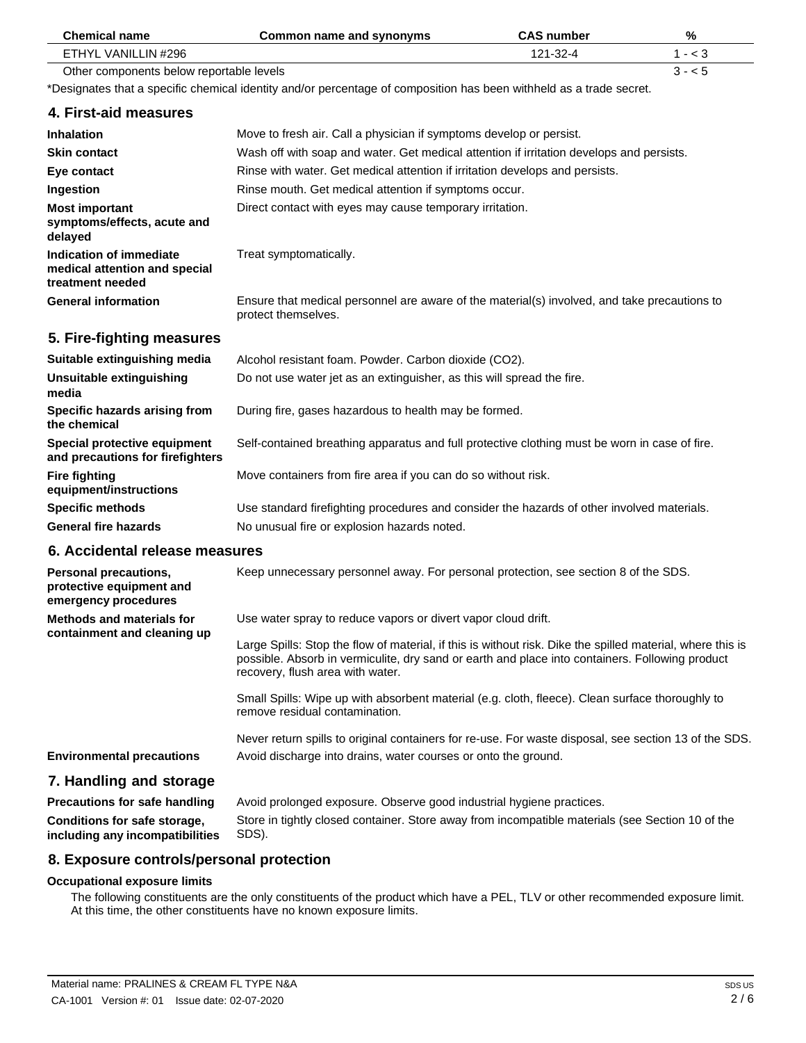| Chemical name | Common name and synonyms | CAS number | % |
|---|---|---|---|
| ETHYL VANILLIN #296 | | 121-32-4 | 1 - < 3 |
| Other components below reportable levels | | | 3 - < 5 |

*Designates that a specific chemical identity and/or percentage of composition has been withheld as a trade secret.

## 4. First-aid measures

**Inhalation** Move to fresh air. Call a physician if symptoms develop or persist.

**Skin contact** Wash off with soap and water. Get medical attention if irritation develops and persists.

**Eye contact** Rinse with water. Get medical attention if irritation develops and persists.

**Ingestion** Rinse mouth. Get medical attention if symptoms occur.

**Most important symptoms/effects, acute and delayed** Direct contact with eyes may cause temporary irritation.

**Indication of immediate medical attention and special treatment needed** Treat symptomatically.

**General information** Ensure that medical personnel are aware of the material(s) involved, and take precautions to protect themselves.

## 5. Fire-fighting measures

**Suitable extinguishing media** Alcohol resistant foam. Powder. Carbon dioxide ($CO_2$).

**Unsuitable extinguishing media** Do not use water jet as an extinguisher, as this will spread the fire.

**Specific hazards arising from the chemical** During fire, gases hazardous to health may be formed.

**Special protective equipment and precautions for firefighters** Self-contained breathing apparatus and full protective clothing must be worn in case of fire.

**Fire fighting equipment/instructions** Move containers from fire area if you can do so without risk.

**Specific methods** Use standard firefighting procedures and consider the hazards of other involved materials.

**General fire hazards** No unusual fire or explosion hazards noted.

## 6. Accidental release measures

**Personal precautions, protective equipment and emergency procedures** Keep unnecessary personnel away. For personal protection, see section 8 of the SDS.

**Methods and materials for containment and cleaning up** Use water spray to reduce vapors or divert vapor cloud drift.

Large Spills: Stop the flow of material, if this is without risk. Dike the spilled material, where this is possible. Absorb in vermiculite, dry sand or earth and place into containers. Following product recovery, flush area with water.

Small Spills: Wipe up with absorbent material (e.g. cloth, fleece). Clean surface thoroughly to remove residual contamination.

Never return spills to original containers for re-use. For waste disposal, see section 13 of the SDS.

**Environmental precautions** Avoid discharge into drains, water courses or onto the ground.

## 7. Handling and storage

**Precautions for safe handling** Avoid prolonged exposure. Observe good industrial hygiene practices.

**Conditions for safe storage, including any incompatibilities** Store in tightly closed container. Store away from incompatible materials (see Section 10 of the SDS).

## 8. Exposure controls/personal protection

**Occupational exposure limits**

The following constituents are the only constituents of the product which have a PEL, TLV or other recommended exposure limit. At this time, the other constituents have no known exposure limits.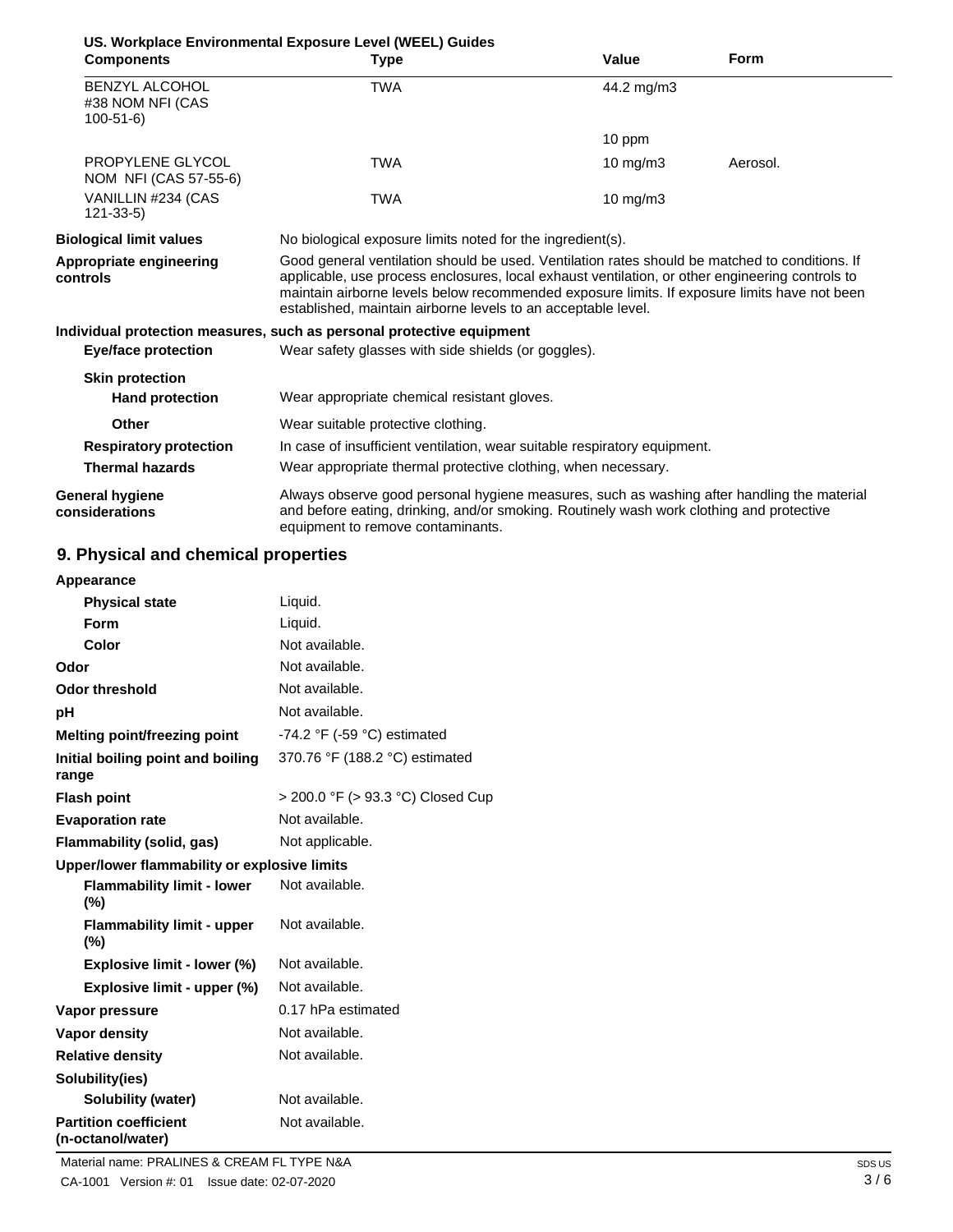**US. Workplace Environmental Exposure Level (WEEL) Guides**

| Components | Type | Value | Form |
|---|---|---|---|
| BENZYL ALCOHOL #38 NOM NFI (CAS 100-51-6) | TWA | 44.2 mg/m3 | |
| | | 10 ppm | |
| PROPYLENE GLYCOL NOM NFI (CAS 57-55-6) | TWA | 10 mg/m3 | Aerosol. |
| VANILLIN #234 (CAS 121-33-5) | TWA | 10 mg/m3 | |

**Biological limit values** No biological exposure limits noted for the ingredient(s).

**Appropriate engineering controls** Good general ventilation should be used. Ventilation rates should be matched to conditions. If applicable, use process enclosures, local exhaust ventilation, or other engineering controls to maintain airborne levels below recommended exposure limits. If exposure limits have not been established, maintain airborne levels to an acceptable level.

**Individual protection measures, such as personal protective equipment**

**Eye/face protection** Wear safety glasses with side shields (or goggles).

**Skin protection**

**Hand protection** Wear appropriate chemical resistant gloves.

**Other** Wear suitable protective clothing.

**Respiratory protection** In case of insufficient ventilation, wear suitable respiratory equipment.

**Thermal hazards** Wear appropriate thermal protective clothing, when necessary.

**General hygiene considerations** Always observe good personal hygiene measures, such as washing after handling the material and before eating, drinking, and/or smoking. Routinely wash work clothing and protective equipment to remove contaminants.

## 9. Physical and chemical properties

| Property | Value |
|---|---|
| **Appearance** | |
| **Physical state** | Liquid. |
| **Form** | Liquid. |
| **Color** | Not available. |
| **Odor** | Not available. |
| **Odor threshold** | Not available. |
| **pH** | Not available. |
| **Melting point/freezing point** | -74.2 °F (-59 °C) estimated |
| **Initial boiling point and boiling range** | 370.76 °F (188.2 °C) estimated |
| **Flash point** | > 200.0 °F (> 93.3 °C) Closed Cup |
| **Evaporation rate** | Not available. |
| **Flammability (solid, gas)** | Not applicable. |
| **Upper/lower flammability or explosive limits** | |
| **Flammability limit - lower (%)** | Not available. |
| **Flammability limit - upper (%)** | Not available. |
| **Explosive limit - lower (%)** | Not available. |
| **Explosive limit - upper (%)** | Not available. |
| **Vapor pressure** | 0.17 hPa estimated |
| **Vapor density** | Not available. |
| **Relative density** | Not available. |
| **Solubility(ies)** | |
| **Solubility (water)** | Not available. |
| **Partition coefficient (n-octanol/water)** | Not available. |

Material name: PRALINES & CREAM FL TYPE N&A

CA-1001 Version #: 01 Issue date: 02-07-2020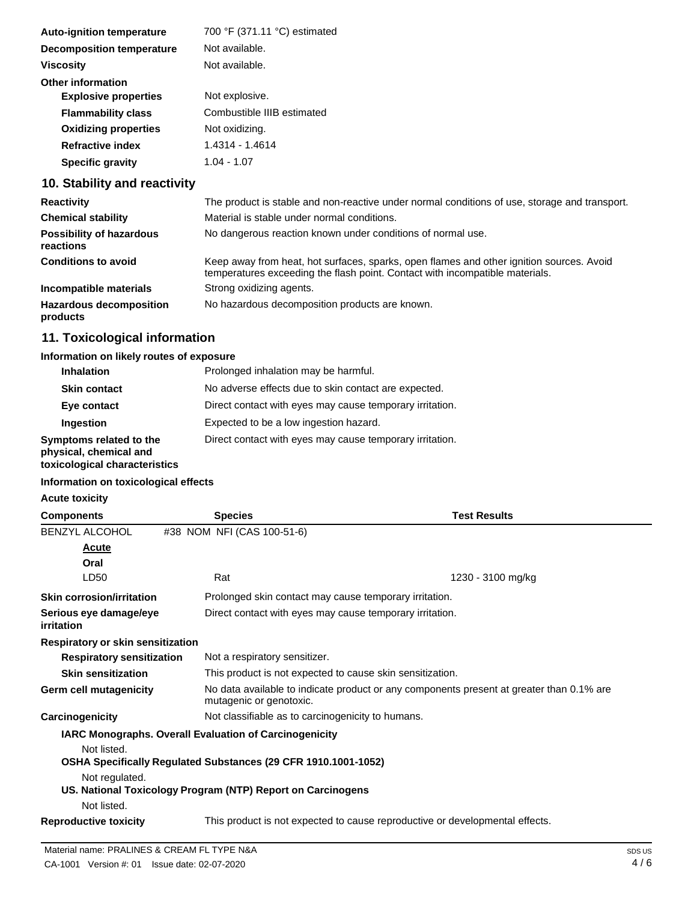| | |
|---|---|
| **Auto-ignition temperature** | 700 °F (371.11 °C) estimated |
| **Decomposition temperature** | Not available. |
| **Viscosity** | Not available. |

**Other information**

| | |
|---|---|
| **Explosive properties** | Not explosive. |
| **Flammability class** | Combustible IIIB estimated |
| **Oxidizing properties** | Not oxidizing. |
| **Refractive index** | 1.4314 - 1.4614 |
| **Specific gravity** | 1.04 - 1.07 |

## 10. Stability and reactivity

| | |
|---|---|
| **Reactivity** | The product is stable and non-reactive under normal conditions of use, storage and transport. |
| **Chemical stability** | Material is stable under normal conditions. |
| **Possibility of hazardous reactions** | No dangerous reaction known under conditions of normal use. |
| **Conditions to avoid** | Keep away from heat, hot surfaces, sparks, open flames and other ignition sources. Avoid temperatures exceeding the flash point. Contact with incompatible materials. |
| **Incompatible materials** | Strong oxidizing agents. |
| **Hazardous decomposition products** | No hazardous decomposition products are known. |

## 11. Toxicological information

**Information on likely routes of exposure**

| | |
|---|---|
| **Inhalation** | Prolonged inhalation may be harmful. |
| **Skin contact** | No adverse effects due to skin contact are expected. |
| **Eye contact** | Direct contact with eyes may cause temporary irritation. |
| **Ingestion** | Expected to be a low ingestion hazard. |
| **Symptoms related to the physical, chemical and toxicological characteristics** | Direct contact with eyes may cause temporary irritation. |

**Information on toxicological effects**

**Acute toxicity**

| Components | Species | Test Results |
|---|---|---|
| BENZYL ALCOHOL #38 NOM NFI (CAS 100-51-6) | | |
| ***Acute*** | | |
| **Oral** | | |
| LD50 | Rat | 1230 - 3100 mg/kg |

| | |
|---|---|
| **Skin corrosion/irritation** | Prolonged skin contact may cause temporary irritation. |
| **Serious eye damage/eye irritation** | Direct contact with eyes may cause temporary irritation. |

**Respiratory or skin sensitization**

| | |
|---|---|
| **Respiratory sensitization** | Not a respiratory sensitizer. |
| **Skin sensitization** | This product is not expected to cause skin sensitization. |
| **Germ cell mutagenicity** | No data available to indicate product or any components present at greater than 0.1% are mutagenic or genotoxic. |
| **Carcinogenicity** | Not classifiable as to carcinogenicity to humans. |

**IARC Monographs. Overall Evaluation of Carcinogenicity**

Not listed.

**OSHA Specifically Regulated Substances (29 CFR 1910.1001-1052)**

Not regulated.

**US. National Toxicology Program (NTP) Report on Carcinogens**

Not listed.

| | |
|---|---|
| **Reproductive toxicity** | This product is not expected to cause reproductive or developmental effects. |

Material name: PRALINES & CREAM FL TYPE N&A

CA-1001 Version #: 01 Issue date: 02-07-2020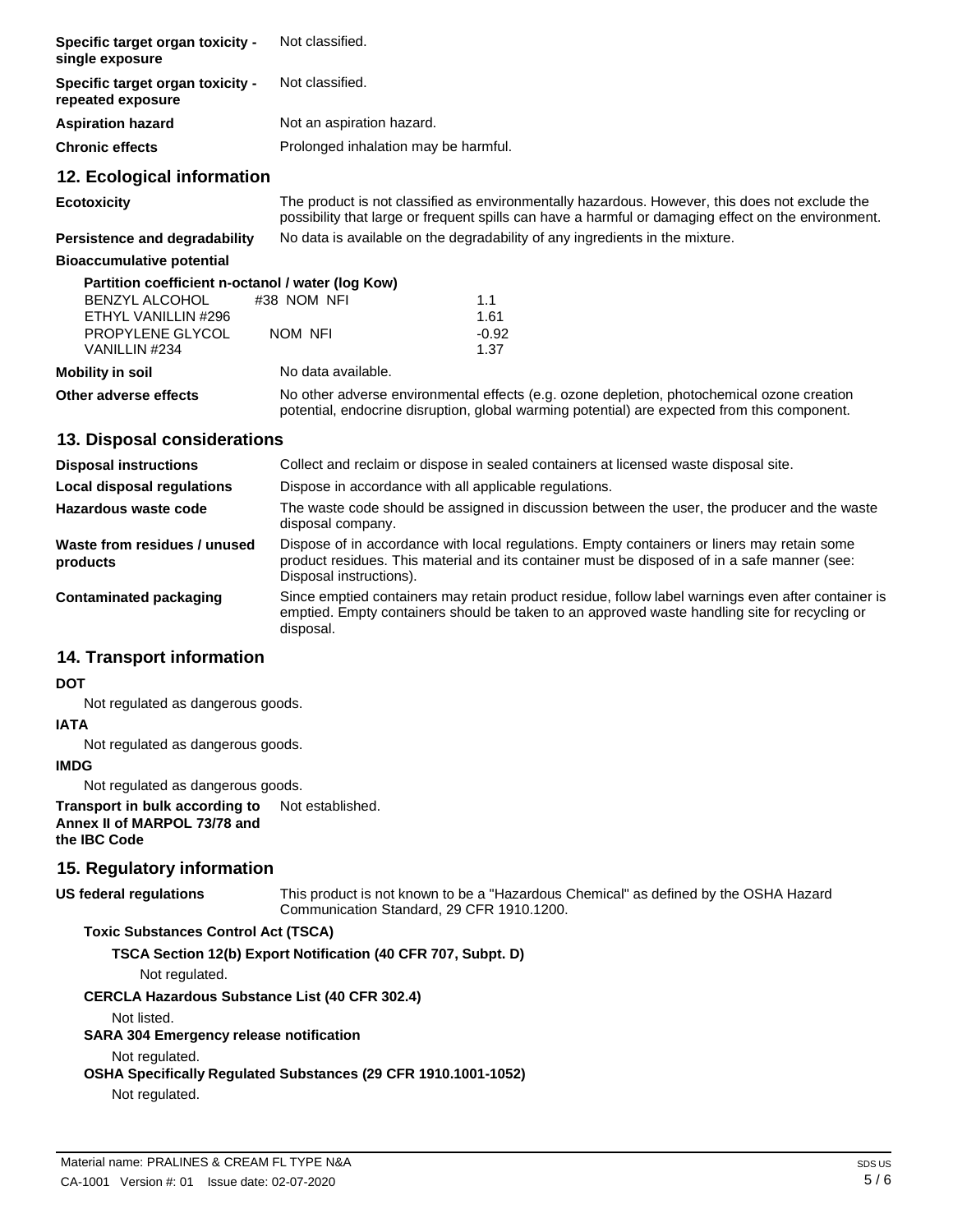| | |
|---|---|
| **Specific target organ toxicity - single exposure** | Not classified. |
| **Specific target organ toxicity - repeated exposure** | Not classified. |
| **Aspiration hazard** | Not an aspiration hazard. |
| **Chronic effects** | Prolonged inhalation may be harmful. |

## 12. Ecological information

**Ecotoxicity**: The product is not classified as environmentally hazardous. However, this does not exclude the possibility that large or frequent spills can have a harmful or damaging effect on the environment.

**Persistence and degradability**: No data is available on the degradability of any ingredients in the mixture.

**Bioaccumulative potential**

**Partition coefficient n-octanol / water (log Kow)**

| | |
|---|---|
| BENZYL ALCOHOL #38 NOM NFI | 1.1 |
| ETHYL VANILLIN #296 | 1.61 |
| PROPYLENE GLYCOL NOM NFI | -0.92 |
| VANILLIN #234 | 1.37 |

**Mobility in soil**: No data available.

**Other adverse effects**: No other adverse environmental effects (e.g. ozone depletion, photochemical ozone creation potential, endocrine disruption, global warming potential) are expected from this component.

## 13. Disposal considerations

**Disposal instructions**: Collect and reclaim or dispose in sealed containers at licensed waste disposal site.

**Local disposal regulations**: Dispose in accordance with all applicable regulations.

**Hazardous waste code**: The waste code should be assigned in discussion between the user, the producer and the waste disposal company.

**Waste from residues / unused products**: Dispose of in accordance with local regulations. Empty containers or liners may retain some product residues. This material and its container must be disposed of in a safe manner (see: Disposal instructions).

**Contaminated packaging**: Since emptied containers may retain product residue, follow label warnings even after container is emptied. Empty containers should be taken to an approved waste handling site for recycling or disposal.

## 14. Transport information

**DOT**

Not regulated as dangerous goods.

**IATA**

Not regulated as dangerous goods.

**IMDG**

Not regulated as dangerous goods.

**Transport in bulk according to Annex II of MARPOL 73/78 and the IBC Code**: Not established.

## 15. Regulatory information

**US federal regulations**: This product is not known to be a "Hazardous Chemical" as defined by the OSHA Hazard Communication Standard, 29 CFR 1910.1200.

**Toxic Substances Control Act (TSCA)**

**TSCA Section 12(b) Export Notification (40 CFR 707, Subpt. D)**

Not regulated.

**CERCLA Hazardous Substance List (40 CFR 302.4)**

Not listed.

**SARA 304 Emergency release notification**

Not regulated.

**OSHA Specifically Regulated Substances (29 CFR 1910.1001-1052)**

Not regulated.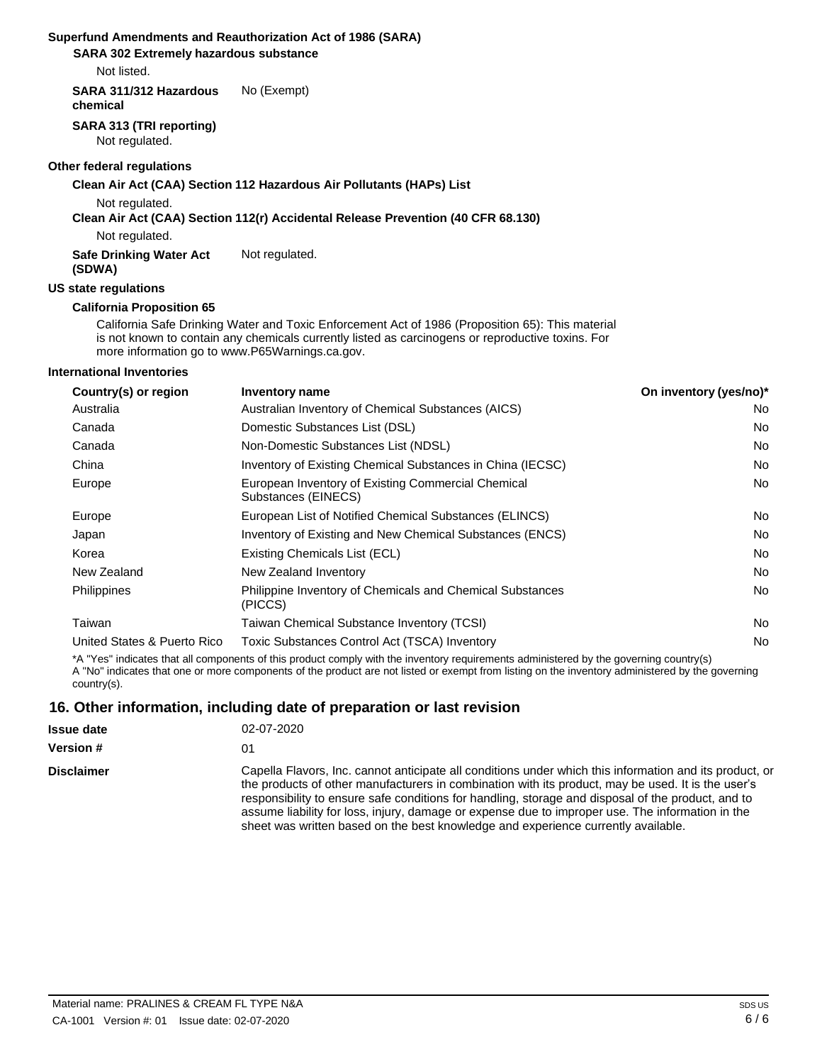**Superfund Amendments and Reauthorization Act of 1986 (SARA)**

**SARA 302 Extremely hazardous substance**

Not listed.

**SARA 311/312 Hazardous chemical** No (Exempt)

**SARA 313 (TRI reporting)**

Not regulated.

**Other federal regulations**

**Clean Air Act (CAA) Section 112 Hazardous Air Pollutants (HAPs) List**

Not regulated.

**Clean Air Act (CAA) Section 112(r) Accidental Release Prevention (40 CFR 68.130)**

Not regulated.

**Safe Drinking Water Act (SDWA)** Not regulated.

**US state regulations**

**California Proposition 65**

California Safe Drinking Water and Toxic Enforcement Act of 1986 (Proposition 65): This material is not known to contain any chemicals currently listed as carcinogens or reproductive toxins. For more information go to www.P65Warnings.ca.gov.

**International Inventories**

| Country(s) or region | Inventory name | On inventory (yes/no)* |
|---|---|---|
| Australia | Australian Inventory of Chemical Substances (AICS) | No |
| Canada | Domestic Substances List (DSL) | No |
| Canada | Non-Domestic Substances List (NDSL) | No |
| China | Inventory of Existing Chemical Substances in China (IECSC) | No |
| Europe | European Inventory of Existing Commercial Chemical Substances (EINECS) | No |
| Europe | European List of Notified Chemical Substances (ELINCS) | No |
| Japan | Inventory of Existing and New Chemical Substances (ENCS) | No |
| Korea | Existing Chemicals List (ECL) | No |
| New Zealand | New Zealand Inventory | No |
| Philippines | Philippine Inventory of Chemicals and Chemical Substances (PICCS) | No |
| Taiwan | Taiwan Chemical Substance Inventory (TCSI) | No |
| United States & Puerto Rico | Toxic Substances Control Act (TSCA) Inventory | No |

*A "Yes" indicates that all components of this product comply with the inventory requirements administered by the governing country(s)
A "No" indicates that one or more components of the product are not listed or exempt from listing on the inventory administered by the governing country(s).

## 16. Other information, including date of preparation or last revision

**Issue date** 02-07-2020

**Version #** 01

**Disclaimer** Capella Flavors, Inc. cannot anticipate all conditions under which this information and its product, or the products of other manufacturers in combination with its product, may be used. It is the user's responsibility to ensure safe conditions for handling, storage and disposal of the product, and to assume liability for loss, injury, damage or expense due to improper use. The information in the sheet was written based on the best knowledge and experience currently available.